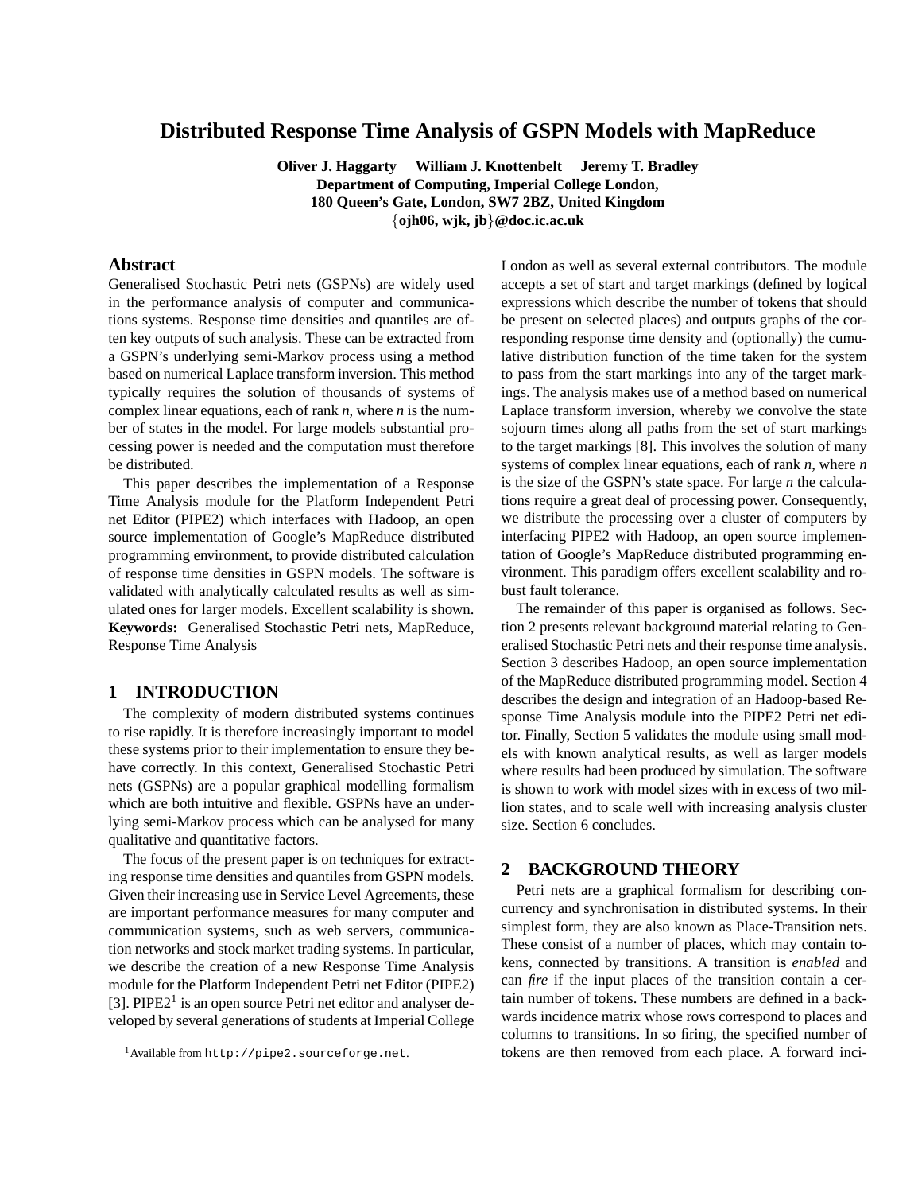# Distributed Response Time Analysis of GSPN Models with MapReduce

**Oliver J. Haggarty   William J. Knottenbelt   Jeremy T. Bradley**
**Department of Computing, Imperial College London,**
**180 Queen's Gate, London, SW7 2BZ, United Kingdom**
**{ojh06, wjk, jb}@doc.ic.ac.uk**

## Abstract

Generalised Stochastic Petri nets (GSPNs) are widely used in the performance analysis of computer and communications systems. Response time densities and quantiles are often key outputs of such analysis. These can be extracted from a GSPN's underlying semi-Markov process using a method based on numerical Laplace transform inversion. This method typically requires the solution of thousands of systems of complex linear equations, each of rank *n*, where *n* is the number of states in the model. For large models substantial processing power is needed and the computation must therefore be distributed.

This paper describes the implementation of a Response Time Analysis module for the Platform Independent Petri net Editor (PIPE2) which interfaces with Hadoop, an open source implementation of Google's MapReduce distributed programming environment, to provide distributed calculation of response time densities in GSPN models. The software is validated with analytically calculated results as well as simulated ones for larger models. Excellent scalability is shown.

**Keywords:** Generalised Stochastic Petri nets, MapReduce, Response Time Analysis

## 1 INTRODUCTION

The complexity of modern distributed systems continues to rise rapidly. It is therefore increasingly important to model these systems prior to their implementation to ensure they behave correctly. In this context, Generalised Stochastic Petri nets (GSPNs) are a popular graphical modelling formalism which are both intuitive and flexible. GSPNs have an underlying semi-Markov process which can be analysed for many qualitative and quantitative factors.

The focus of the present paper is on techniques for extracting response time densities and quantiles from GSPN models. Given their increasing use in Service Level Agreements, these are important performance measures for many computer and communication systems, such as web servers, communication networks and stock market trading systems. In particular, we describe the creation of a new Response Time Analysis module for the Platform Independent Petri net Editor (PIPE2) [3]. PIPE2[1] is an open source Petri net editor and analyser developed by several generations of students at Imperial College London as well as several external contributors. The module accepts a set of start and target markings (defined by logical expressions which describe the number of tokens that should be present on selected places) and outputs graphs of the corresponding response time density and (optionally) the cumulative distribution function of the time taken for the system to pass from the start markings into any of the target markings. The analysis makes use of a method based on numerical Laplace transform inversion, whereby we convolve the state sojourn times along all paths from the set of start markings to the target markings [8]. This involves the solution of many systems of complex linear equations, each of rank *n*, where *n* is the size of the GSPN's state space. For large *n* the calculations require a great deal of processing power. Consequently, we distribute the processing over a cluster of computers by interfacing PIPE2 with Hadoop, an open source implementation of Google's MapReduce distributed programming environment. This paradigm offers excellent scalability and robust fault tolerance.

The remainder of this paper is organised as follows. Section 2 presents relevant background material relating to Generalised Stochastic Petri nets and their response time analysis. Section 3 describes Hadoop, an open source implementation of the MapReduce distributed programming model. Section 4 describes the design and integration of an Hadoop-based Response Time Analysis module into the PIPE2 Petri net editor. Finally, Section 5 validates the module using small models with known analytical results, as well as larger models where results had been produced by simulation. The software is shown to work with model sizes with in excess of two million states, and to scale well with increasing analysis cluster size. Section 6 concludes.

## 2 BACKGROUND THEORY

Petri nets are a graphical formalism for describing concurrency and synchronisation in distributed systems. In their simplest form, they are also known as Place-Transition nets. These consist of a number of places, which may contain tokens, connected by transitions. A transition is *enabled* and can *fire* if the input places of the transition contain a certain number of tokens. These numbers are defined in a backwards incidence matrix whose rows correspond to places and columns to transitions. In so firing, the specified number of tokens are then removed from each place. A forward inci-

[1] Available from `http://pipe2.sourceforge.net`.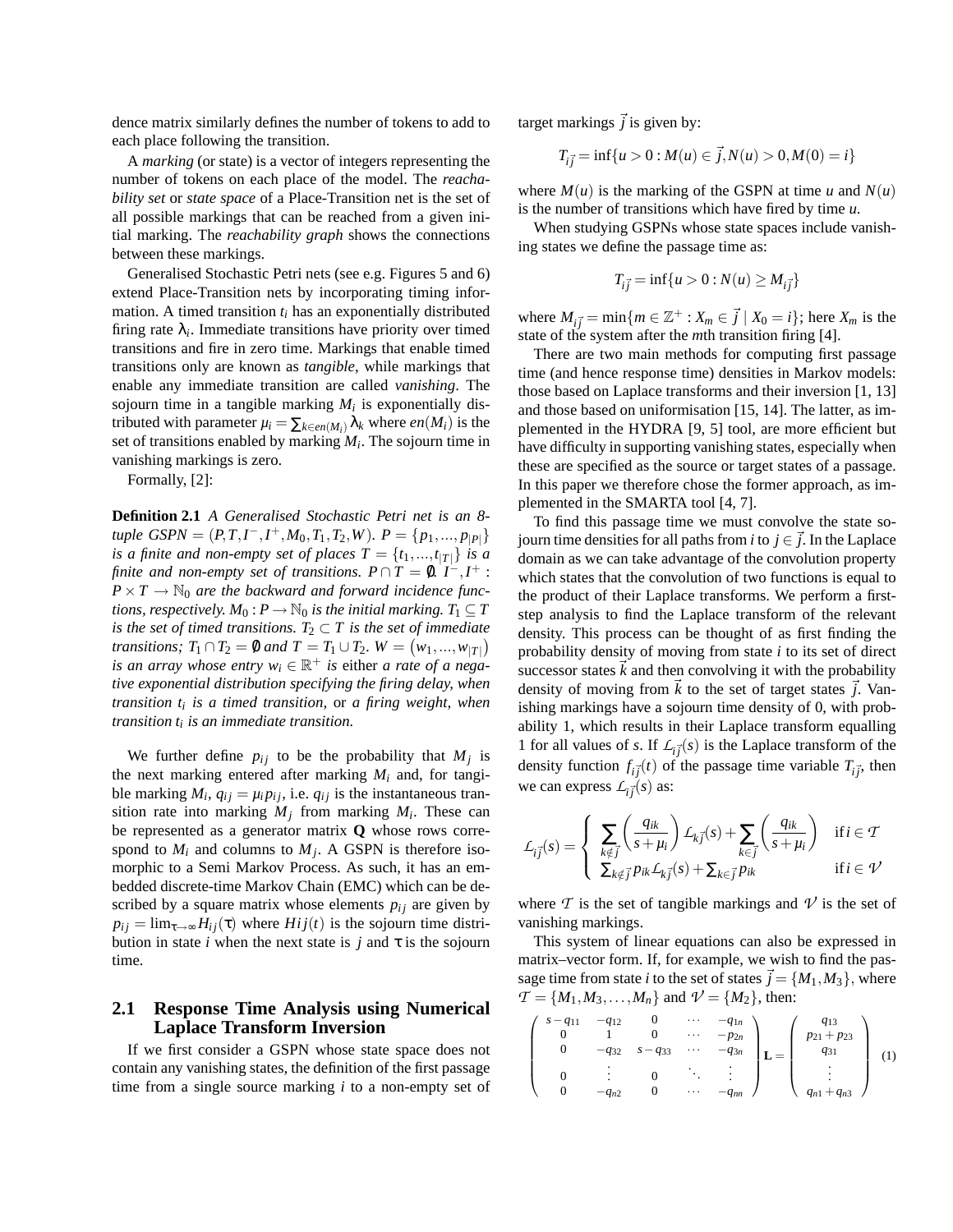dence matrix similarly defines the number of tokens to add to each place following the transition.

A *marking* (or state) is a vector of integers representing the number of tokens on each place of the model. The *reachability set* or *state space* of a Place-Transition net is the set of all possible markings that can be reached from a given initial marking. The *reachability graph* shows the connections between these markings.

Generalised Stochastic Petri nets (see e.g. Figures 5 and 6) extend Place-Transition nets by incorporating timing information. A timed transition $t_i$ has an exponentially distributed firing rate $\lambda_i$. Immediate transitions have priority over timed transitions and fire in zero time. Markings that enable timed transitions only are known as *tangible*, while markings that enable any immediate transition are called *vanishing*. The sojourn time in a tangible marking $M_i$ is exponentially distributed with parameter $\mu_i = \sum_{k \in en(M_i)} \lambda_k$ where $en(M_i)$ is the set of transitions enabled by marking $M_i$. The sojourn time in vanishing markings is zero.

Formally, [2]:

**Definition 2.1** *A Generalised Stochastic Petri net is an 8-tuple GSPN* $= (P, T, I^-, I^+, M_0, T_1, T_2, W)$. $P = \{p_1, ..., p_{|P|}\}$ *is a finite and non-empty set of places* $T = \{t_1, ..., t_{|T|}\}$ *is a finite and non-empty set of transitions.* $P \cap T = \emptyset$. $I^-, I^+ : P \times T \rightarrow \mathbb{N}_0$ *are the backward and forward incidence functions, respectively.* $M_0 : P \rightarrow \mathbb{N}_0$ *is the initial marking.* $T_1 \subseteq T$ *is the set of timed transitions.* $T_2 \subset T$ *is the set of immediate transitions;* $T_1 \cap T_2 = \emptyset$ *and* $T = T_1 \cup T_2$. $W = (w_1, ..., w_{|T|})$ *is an array whose entry* $w_i \in \mathbb{R}^+$ *is* either *a rate of a negative exponential distribution specifying the firing delay, when transition* $t_i$ *is a timed transition,* or *a firing weight, when transition* $t_i$ *is an immediate transition.*

We further define $p_{ij}$ to be the probability that $M_j$ is the next marking entered after marking $M_i$ and, for tangible marking $M_i$, $q_{ij} = \mu_i p_{ij}$, i.e. $q_{ij}$ is the instantaneous transition rate into marking $M_j$ from marking $M_i$. These can be represented as a generator matrix $\mathbf{Q}$ whose rows correspond to $M_i$ and columns to $M_j$. A GSPN is therefore isomorphic to a Semi Markov Process. As such, it has an embedded discrete-time Markov Chain (EMC) which can be described by a square matrix whose elements $p_{ij}$ are given by $p_{ij} = \lim_{\tau \to \infty} H_{ij}(\tau)$ where $Hij(t)$ is the sojourn time distribution in state $i$ when the next state is $j$ and $\tau$ is the sojourn time.

## 2.1 Response Time Analysis using Numerical Laplace Transform Inversion

If we first consider a GSPN whose state space does not contain any vanishing states, the definition of the first passage time from a single source marking $i$ to a non-empty set of target markings $\vec{j}$ is given by:

$$T_{i\vec{j}} = \inf\{u > 0 : M(u) \in \vec{j}, N(u) > 0, M(0) = i\}$$

where $M(u)$ is the marking of the GSPN at time $u$ and $N(u)$ is the number of transitions which have fired by time $u$.

When studying GSPNs whose state spaces include vanishing states we define the passage time as:

$$T_{i\vec{j}} = \inf\{u > 0 : N(u) \geq M_{i\vec{j}}\}$$

where $M_{i\vec{j}} = \min\{m \in \mathbb{Z}^+ : X_m \in \vec{j} \mid X_0 = i\}$; here $X_m$ is the state of the system after the $m$th transition firing [4].

There are two main methods for computing first passage time (and hence response time) densities in Markov models: those based on Laplace transforms and their inversion [1, 13] and those based on uniformisation [15, 14]. The latter, as implemented in the HYDRA [9, 5] tool, are more efficient but have difficulty in supporting vanishing states, especially when these are specified as the source or target states of a passage. In this paper we therefore chose the former approach, as implemented in the SMARTA tool [4, 7].

To find this passage time we must convolve the state sojourn time densities for all paths from $i$ to $j \in \vec{j}$. In the Laplace domain as we can take advantage of the convolution property which states that the convolution of two functions is equal to the product of their Laplace transforms. We perform a first-step analysis to find the Laplace transform of the relevant density. This process can be thought of as first finding the probability density of moving from state $i$ to its set of direct successor states $\vec{k}$ and then convolving it with the probability density of moving from $\vec{k}$ to the set of target states $\vec{j}$. Vanishing markings have a sojourn time density of 0, with probability 1, which results in their Laplace transform equalling 1 for all values of $s$. If $\mathcal{L}_{i\vec{j}}(s)$ is the Laplace transform of the density function $f_{i\vec{j}}(t)$ of the passage time variable $T_{i\vec{j}}$, then we can express $\mathcal{L}_{i\vec{j}}(s)$ as:

$$\mathcal{L}_{i\vec{j}}(s) = \begin{cases} \sum_{k \notin \vec{j}} \left( \frac{q_{ik}}{s + \mu_i} \right) \mathcal{L}_{k\vec{j}}(s) + \sum_{k \in \vec{j}} \left( \frac{q_{ik}}{s + \mu_i} \right) & \text{if } i \in \mathcal{T} \\ \sum_{k \notin \vec{j}} p_{ik} \mathcal{L}_{k\vec{j}}(s) + \sum_{k \in \vec{j}} p_{ik} & \text{if } i \in \mathcal{V} \end{cases}$$

where $\mathcal{T}$ is the set of tangible markings and $\mathcal{V}$ is the set of vanishing markings.

This system of linear equations can also be expressed in matrix–vector form. If, for example, we wish to find the passage time from state $i$ to the set of states $\vec{j} = \{M_1, M_3\}$, where $\mathcal{T} = \{M_1, M_3, \ldots, M_n\}$ and $\mathcal{V} = \{M_2\}$, then:

$$\begin{pmatrix} s - q_{11} & -q_{12} & 0 & \cdots & -q_{1n} \\ 0 & 1 & 0 & \cdots & -p_{2n} \\ 0 & -q_{32} & s - q_{33} & \cdots & -q_{3n} \\ 0 & \vdots & 0 & \ddots & \vdots \\ 0 & -q_{n2} & 0 & \cdots & -q_{nn} \end{pmatrix} \mathbf{L} = \begin{pmatrix} q_{13} \\ p_{21} + p_{23} \\ q_{31} \\ \vdots \\ q_{n1} + q_{n3} \end{pmatrix} \quad (1)$$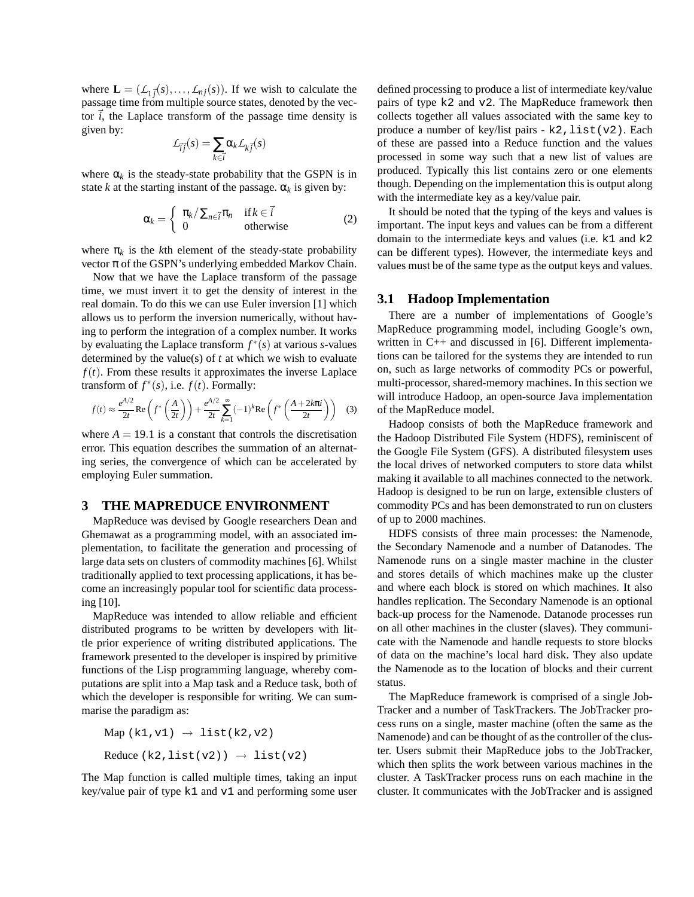where $\mathbf{L} = (\mathcal{L}_{1\vec{j}}(s), \ldots, \mathcal{L}_{n\vec{j}}(s))$. If we wish to calculate the passage time from multiple source states, denoted by the vector $\vec{i}$, the Laplace transform of the passage time density is given by:

$$\mathcal{L}_{\vec{i}\vec{j}}(s) = \sum_{k \in \vec{i}} \alpha_k \mathcal{L}_{k\vec{j}}(s)$$

where $\alpha_k$ is the steady-state probability that the GSPN is in state $k$ at the starting instant of the passage. $\alpha_k$ is given by:

$$\alpha_k = \begin{cases} \pi_k / \sum_{n \in \vec{i}} \pi_n & \text{if } k \in \vec{i} \\ 0 & \text{otherwise} \end{cases} \tag{2}$$

where $\pi_k$ is the $k$th element of the steady-state probability vector $\pi$ of the GSPN's underlying embedded Markov Chain.

Now that we have the Laplace transform of the passage time, we must invert it to get the density of interest in the real domain. To do this we can use Euler inversion [1] which allows us to perform the inversion numerically, without having to perform the integration of a complex number. It works by evaluating the Laplace transform $f^*(s)$ at various $s$-values determined by the value(s) of $t$ at which we wish to evaluate $f(t)$. From these results it approximates the inverse Laplace transform of $f^*(s)$, i.e. $f(t)$. Formally:

$$f(t) \approx \frac{e^{A/2}}{2t} \mathrm{Re}\left(f^*\left(\frac{A}{2t}\right)\right) + \frac{e^{A/2}}{2t} \sum_{k=1}^{\infty} (-1)^k \mathrm{Re}\left(f^*\left(\frac{A + 2k\pi i}{2t}\right)\right) \tag{3}$$

where $A = 19.1$ is a constant that controls the discretisation error. This equation describes the summation of an alternating series, the convergence of which can be accelerated by employing Euler summation.

## 3 THE MAPREDUCE ENVIRONMENT

MapReduce was devised by Google researchers Dean and Ghemawat as a programming model, with an associated implementation, to facilitate the generation and processing of large data sets on clusters of commodity machines [6]. Whilst traditionally applied to text processing applications, it has become an increasingly popular tool for scientific data processing [10].

MapReduce was intended to allow reliable and efficient distributed programs to be written by developers with little prior experience of writing distributed applications. The framework presented to the developer is inspired by primitive functions of the Lisp programming language, whereby computations are split into a Map task and a Reduce task, both of which the developer is responsible for writing. We can summarise the paradigm as:

Map `(k1,v1)` $\rightarrow$ `list(k2,v2)`

Reduce `(k2,list(v2))` $\rightarrow$ `list(v2)`

The Map function is called multiple times, taking an input key/value pair of type `k1` and `v1` and performing some user defined processing to produce a list of intermediate key/value pairs of type `k2` and `v2`. The MapReduce framework then collects together all values associated with the same key to produce a number of key/list pairs - `k2,list(v2)`. Each of these are passed into a Reduce function and the values processed in some way such that a new list of values are produced. Typically this list contains zero or one elements though. Depending on the implementation this is output along with the intermediate key as a key/value pair.

It should be noted that the typing of the keys and values is important. The input keys and values can be from a different domain to the intermediate keys and values (i.e. `k1` and `k2` can be different types). However, the intermediate keys and values must be of the same type as the output keys and values.

### 3.1 Hadoop Implementation

There are a number of implementations of Google's MapReduce programming model, including Google's own, written in C++ and discussed in [6]. Different implementations can be tailored for the systems they are intended to run on, such as large networks of commodity PCs or powerful, multi-processor, shared-memory machines. In this section we will introduce Hadoop, an open-source Java implementation of the MapReduce model.

Hadoop consists of both the MapReduce framework and the Hadoop Distributed File System (HDFS), reminiscent of the Google File System (GFS). A distributed filesystem uses the local drives of networked computers to store data whilst making it available to all machines connected to the network. Hadoop is designed to be run on large, extensible clusters of commodity PCs and has been demonstrated to run on clusters of up to 2000 machines.

HDFS consists of three main processes: the Namenode, the Secondary Namenode and a number of Datanodes. The Namenode runs on a single master machine in the cluster and stores details of which machines make up the cluster and where each block is stored on which machines. It also handles replication. The Secondary Namenode is an optional back-up process for the Namenode. Datanode processes run on all other machines in the cluster (slaves). They communicate with the Namenode and handle requests to store blocks of data on the machine's local hard disk. They also update the Namenode as to the location of blocks and their current status.

The MapReduce framework is comprised of a single JobTracker and a number of TaskTrackers. The JobTracker process runs on a single, master machine (often the same as the Namenode) and can be thought of as the controller of the cluster. Users submit their MapReduce jobs to the JobTracker, which then splits the work between various machines in the cluster. A TaskTracker process runs on each machine in the cluster. It communicates with the JobTracker and is assigned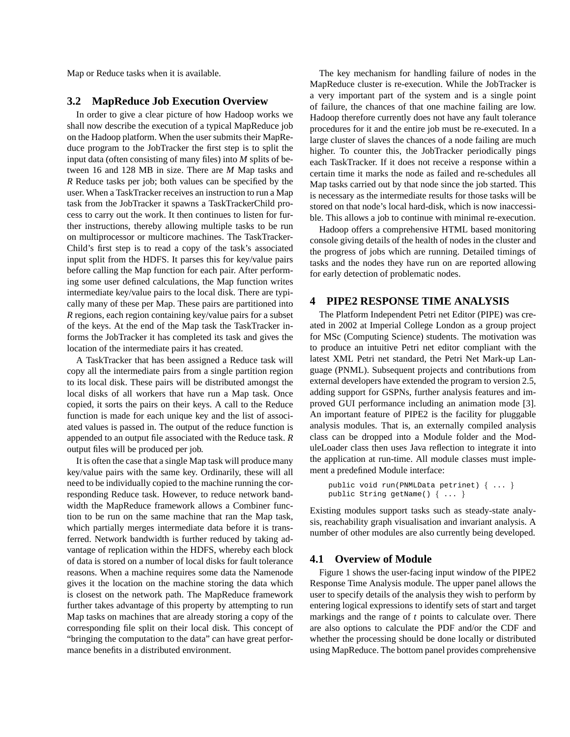Map or Reduce tasks when it is available.

### 3.2 MapReduce Job Execution Overview

In order to give a clear picture of how Hadoop works we shall now describe the execution of a typical MapReduce job on the Hadoop platform. When the user submits their MapReduce program to the JobTracker the first step is to split the input data (often consisting of many files) into *M* splits of between 16 and 128 MB in size. There are *M* Map tasks and *R* Reduce tasks per job; both values can be specified by the user. When a TaskTracker receives an instruction to run a Map task from the JobTracker it spawns a TaskTrackerChild process to carry out the work. It then continues to listen for further instructions, thereby allowing multiple tasks to be run on multiprocessor or multicore machines. The TaskTrackerChild's first step is to read a copy of the task's associated input split from the HDFS. It parses this for key/value pairs before calling the Map function for each pair. After performing some user defined calculations, the Map function writes intermediate key/value pairs to the local disk. There are typically many of these per Map. These pairs are partitioned into *R* regions, each region containing key/value pairs for a subset of the keys. At the end of the Map task the TaskTracker informs the JobTracker it has completed its task and gives the location of the intermediate pairs it has created.

A TaskTracker that has been assigned a Reduce task will copy all the intermediate pairs from a single partition region to its local disk. These pairs will be distributed amongst the local disks of all workers that have run a Map task. Once copied, it sorts the pairs on their keys. A call to the Reduce function is made for each unique key and the list of associated values is passed in. The output of the reduce function is appended to an output file associated with the Reduce task. *R* output files will be produced per job.

It is often the case that a single Map task will produce many key/value pairs with the same key. Ordinarily, these will all need to be individually copied to the machine running the corresponding Reduce task. However, to reduce network bandwidth the MapReduce framework allows a Combiner function to be run on the same machine that ran the Map task, which partially merges intermediate data before it is transferred. Network bandwidth is further reduced by taking advantage of replication within the HDFS, whereby each block of data is stored on a number of local disks for fault tolerance reasons. When a machine requires some data the Namenode gives it the location on the machine storing the data which is closest on the network path. The MapReduce framework further takes advantage of this property by attempting to run Map tasks on machines that are already storing a copy of the corresponding file split on their local disk. This concept of "bringing the computation to the data" can have great performance benefits in a distributed environment.

The key mechanism for handling failure of nodes in the MapReduce cluster is re-execution. While the JobTracker is a very important part of the system and is a single point of failure, the chances of that one machine failing are low. Hadoop therefore currently does not have any fault tolerance procedures for it and the entire job must be re-executed. In a large cluster of slaves the chances of a node failing are much higher. To counter this, the JobTracker periodically pings each TaskTracker. If it does not receive a response within a certain time it marks the node as failed and re-schedules all Map tasks carried out by that node since the job started. This is necessary as the intermediate results for those tasks will be stored on that node's local hard-disk, which is now inaccessible. This allows a job to continue with minimal re-execution.

Hadoop offers a comprehensive HTML based monitoring console giving details of the health of nodes in the cluster and the progress of jobs which are running. Detailed timings of tasks and the nodes they have run on are reported allowing for early detection of problematic nodes.

## 4 PIPE2 RESPONSE TIME ANALYSIS

The Platform Independent Petri net Editor (PIPE) was created in 2002 at Imperial College London as a group project for MSc (Computing Science) students. The motivation was to produce an intuitive Petri net editor compliant with the latest XML Petri net standard, the Petri Net Mark-up Language (PNML). Subsequent projects and contributions from external developers have extended the program to version 2.5, adding support for GSPNs, further analysis features and improved GUI performance including an animation mode [3]. An important feature of PIPE2 is the facility for pluggable analysis modules. That is, an externally compiled analysis class can be dropped into a Module folder and the ModuleLoader class then uses Java reflection to integrate it into the application at run-time. All module classes must implement a predefined Module interface:

```
public void run(PNMLData petrinet) { ... }
public String getName() { ... }
```

Existing modules support tasks such as steady-state analysis, reachability graph visualisation and invariant analysis. A number of other modules are also currently being developed.

### 4.1 Overview of Module

Figure 1 shows the user-facing input window of the PIPE2 Response Time Analysis module. The upper panel allows the user to specify details of the analysis they wish to perform by entering logical expressions to identify sets of start and target markings and the range of *t* points to calculate over. There are also options to calculate the PDF and/or the CDF and whether the processing should be done locally or distributed using MapReduce. The bottom panel provides comprehensive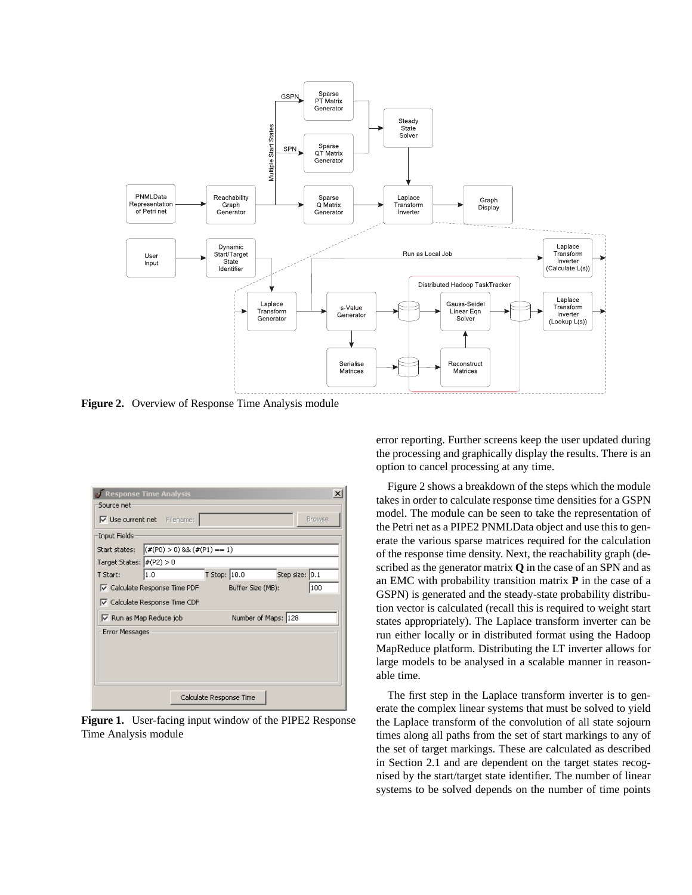Figure 2. Overview of Response Time Analysis module

Figure 1. User-facing input window of the PIPE2 Response Time Analysis module

error reporting. Further screens keep the user updated during the processing and graphically display the results. There is an option to cancel processing at any time.

Figure 2 shows a breakdown of the steps which the module takes in order to calculate response time densities for a GSPN model. The module can be seen to take the representation of the Petri net as a PIPE2 PNMLData object and use this to generate the various sparse matrices required for the calculation of the response time density. Next, the reachability graph (described as the generator matrix **Q** in the case of an SPN and as an EMC with probability transition matrix **P** in the case of a GSPN) is generated and the steady-state probability distribution vector is calculated (recall this is required to weight start states appropriately). The Laplace transform inverter can be run either locally or in distributed format using the Hadoop MapReduce platform. Distributing the LT inverter allows for large models to be analysed in a scalable manner in reasonable time.

The first step in the Laplace transform inverter is to generate the complex linear systems that must be solved to yield the Laplace transform of the convolution of all state sojourn times along all paths from the set of start markings to any of the set of target markings. These are calculated as described in Section 2.1 and are dependent on the target states recognised by the start/target state identifier. The number of linear systems to be solved depends on the number of time points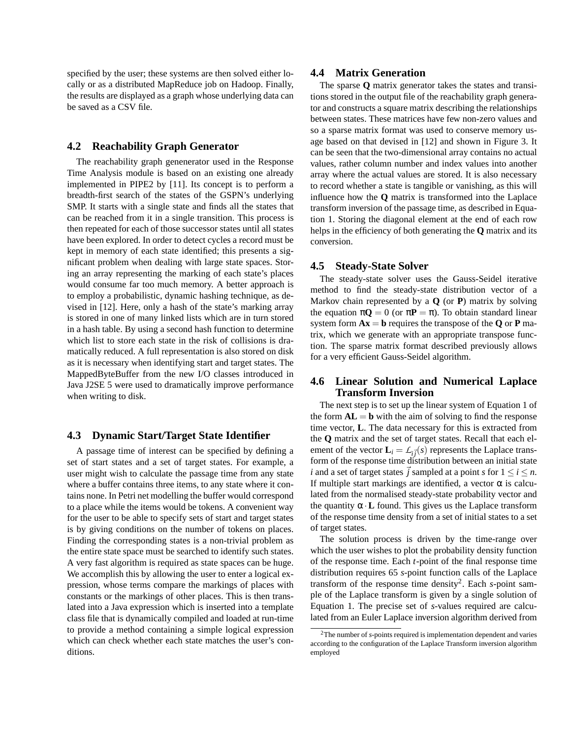specified by the user; these systems are then solved either locally or as a distributed MapReduce job on Hadoop. Finally, the results are displayed as a graph whose underlying data can be saved as a CSV file.

## 4.2 Reachability Graph Generator

The reachability graph genenerator used in the Response Time Analysis module is based on an existing one already implemented in PIPE2 by [11]. Its concept is to perform a breadth-first search of the states of the GSPN's underlying SMP. It starts with a single state and finds all the states that can be reached from it in a single transition. This process is then repeated for each of those successor states until all states have been explored. In order to detect cycles a record must be kept in memory of each state identified; this presents a significant problem when dealing with large state spaces. Storing an array representing the marking of each state's places would consume far too much memory. A better approach is to employ a probabilistic, dynamic hashing technique, as devised in [12]. Here, only a hash of the state's marking array is stored in one of many linked lists which are in turn stored in a hash table. By using a second hash function to determine which list to store each state in the risk of collisions is dramatically reduced. A full representation is also stored on disk as it is necessary when identifying start and target states. The MappedByteBuffer from the new I/O classes introduced in Java J2SE 5 were used to dramatically improve performance when writing to disk.

## 4.3 Dynamic Start/Target State Identifier

A passage time of interest can be specified by defining a set of start states and a set of target states. For example, a user might wish to calculate the passage time from any state where a buffer contains three items, to any state where it contains none. In Petri net modelling the buffer would correspond to a place while the items would be tokens. A convenient way for the user to be able to specify sets of start and target states is by giving conditions on the number of tokens on places. Finding the corresponding states is a non-trivial problem as the entire state space must be searched to identify such states. A very fast algorithm is required as state spaces can be huge. We accomplish this by allowing the user to enter a logical expression, whose terms compare the markings of places with constants or the markings of other places. This is then translated into a Java expression which is inserted into a template class file that is dynamically compiled and loaded at run-time to provide a method containing a simple logical expression which can check whether each state matches the user's conditions.

## 4.4 Matrix Generation

The sparse **Q** matrix generator takes the states and transitions stored in the output file of the reachability graph generator and constructs a square matrix describing the relationships between states. These matrices have few non-zero values and so a sparse matrix format was used to conserve memory usage based on that devised in [12] and shown in Figure 3. It can be seen that the two-dimensional array contains no actual values, rather column number and index values into another array where the actual values are stored. It is also necessary to record whether a state is tangible or vanishing, as this will influence how the **Q** matrix is transformed into the Laplace transform inversion of the passage time, as described in Equation 1. Storing the diagonal element at the end of each row helps in the efficiency of both generating the **Q** matrix and its conversion.

## 4.5 Steady-State Solver

The steady-state solver uses the Gauss-Seidel iterative method to find the steady-state distribution vector of a Markov chain represented by a **Q** (or **P**) matrix by solving the equation $\pi\mathbf{Q} = 0$ (or $\pi\mathbf{P} = \pi$). To obtain standard linear system form $\mathbf{Ax} = \mathbf{b}$ requires the transpose of the **Q** or **P** matrix, which we generate with an appropriate transpose function. The sparse matrix format described previously allows for a very efficient Gauss-Seidel algorithm.

## 4.6 Linear Solution and Numerical Laplace Transform Inversion

The next step is to set up the linear system of Equation 1 of the form $\mathbf{AL} = \mathbf{b}$ with the aim of solving to find the response time vector, **L**. The data necessary for this is extracted from the **Q** matrix and the set of target states. Recall that each element of the vector $\mathbf{L}_i = \mathcal{L}_{i\vec{j}}(s)$ represents the Laplace transform of the response time distribution between an initial state $i$ and a set of target states $\vec{j}$ sampled at a point $s$ for $1 \leq i \leq n$. If multiple start markings are identified, a vector $\alpha$ is calculated from the normalised steady-state probability vector and the quantity $\alpha \cdot \mathbf{L}$ found. This gives us the Laplace transform of the response time density from a set of initial states to a set of target states.

The solution process is driven by the time-range over which the user wishes to plot the probability density function of the response time. Each $t$-point of the final response time distribution requires 65 $s$-point function calls of the Laplace transform of the response time density[2]. Each $s$-point sample of the Laplace transform is given by a single solution of Equation 1. The precise set of $s$-values required are calculated from an Euler Laplace inversion algorithm derived from

[2] The number of $s$-points required is implementation dependent and varies according to the configuration of the Laplace Transform inversion algorithm employed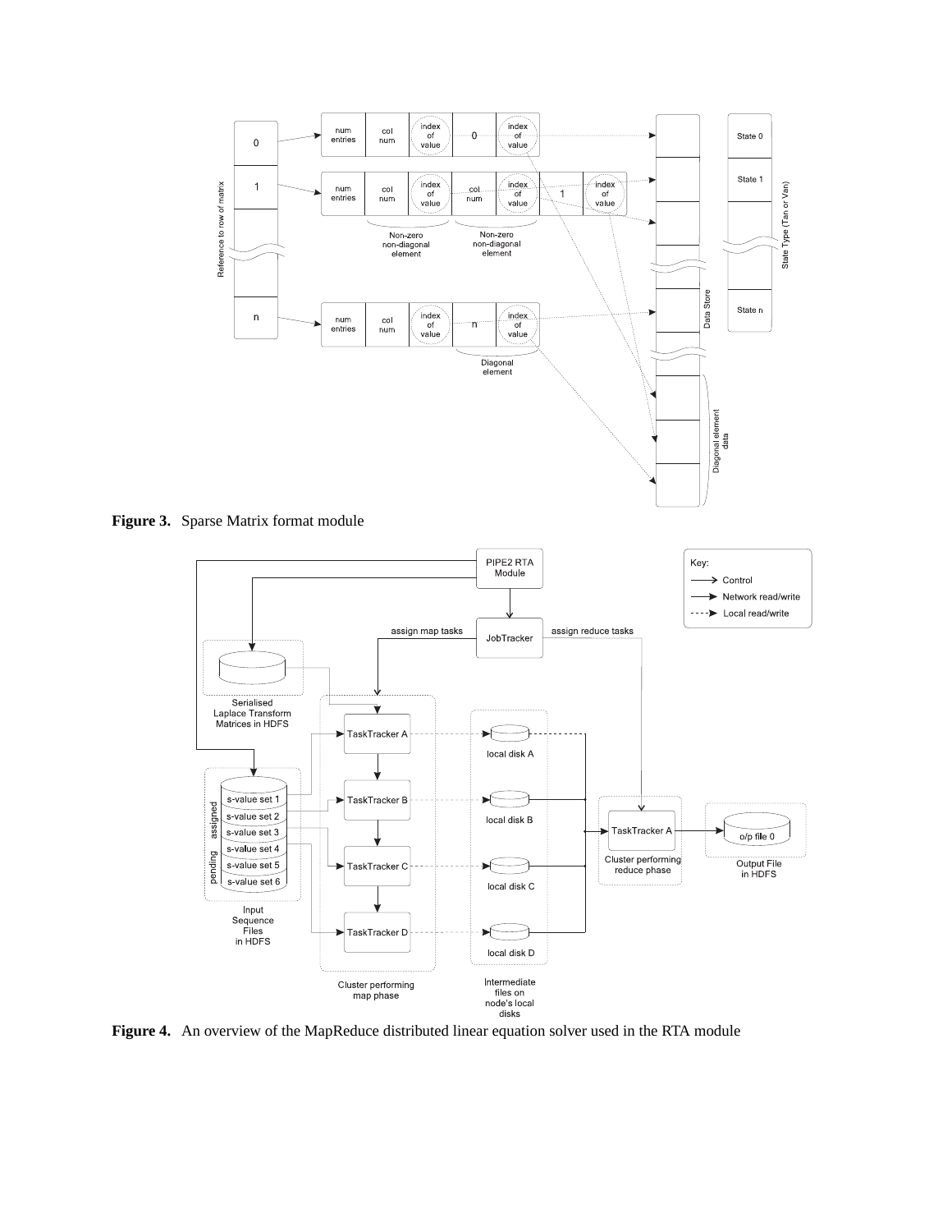**Figure 3.** Sparse Matrix format module

**Figure 4.** An overview of the MapReduce distributed linear equation solver used in the RTA module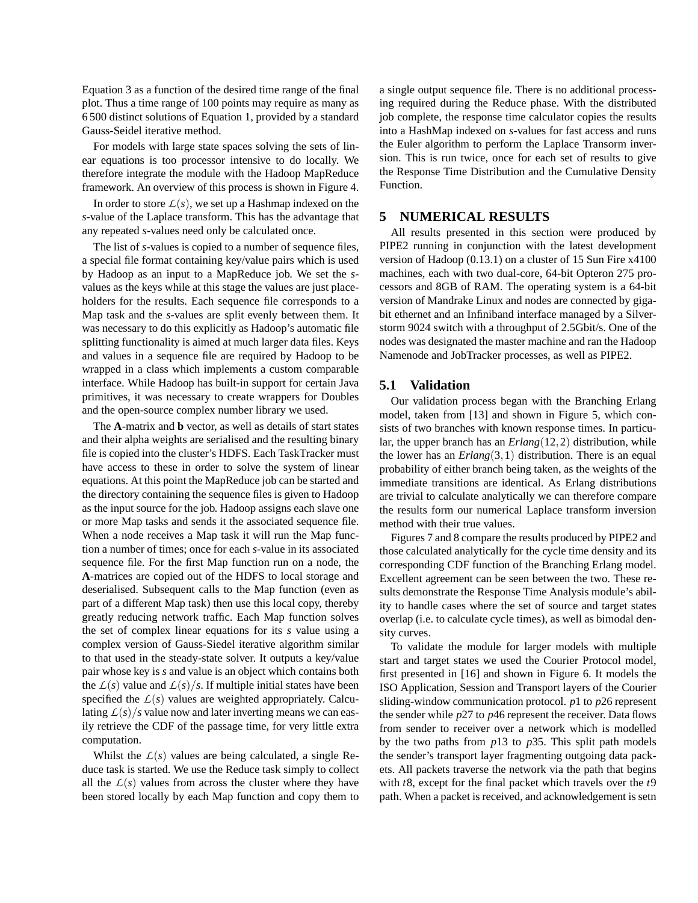Equation 3 as a function of the desired time range of the final plot. Thus a time range of 100 points may require as many as 6 500 distinct solutions of Equation 1, provided by a standard Gauss-Seidel iterative method.

For models with large state spaces solving the sets of linear equations is too processor intensive to do locally. We therefore integrate the module with the Hadoop MapReduce framework. An overview of this process is shown in Figure 4.

In order to store $\mathcal{L}(s)$, we set up a Hashmap indexed on the *s*-value of the Laplace transform. This has the advantage that any repeated *s*-values need only be calculated once.

The list of *s*-values is copied to a number of sequence files, a special file format containing key/value pairs which is used by Hadoop as an input to a MapReduce job. We set the *s*-values as the keys while at this stage the values are just placeholders for the results. Each sequence file corresponds to a Map task and the *s*-values are split evenly between them. It was necessary to do this explicitly as Hadoop's automatic file splitting functionality is aimed at much larger data files. Keys and values in a sequence file are required by Hadoop to be wrapped in a class which implements a custom comparable interface. While Hadoop has built-in support for certain Java primitives, it was necessary to create wrappers for Doubles and the open-source complex number library we used.

The **A**-matrix and **b** vector, as well as details of start states and their alpha weights are serialised and the resulting binary file is copied into the cluster's HDFS. Each TaskTracker must have access to these in order to solve the system of linear equations. At this point the MapReduce job can be started and the directory containing the sequence files is given to Hadoop as the input source for the job. Hadoop assigns each slave one or more Map tasks and sends it the associated sequence file. When a node receives a Map task it will run the Map function a number of times; once for each *s*-value in its associated sequence file. For the first Map function run on a node, the **A**-matrices are copied out of the HDFS to local storage and deserialised. Subsequent calls to the Map function (even as part of a different Map task) then use this local copy, thereby greatly reducing network traffic. Each Map function solves the set of complex linear equations for its *s* value using a complex version of Gauss-Siedel iterative algorithm similar to that used in the steady-state solver. It outputs a key/value pair whose key is *s* and value is an object which contains both the $\mathcal{L}(s)$ value and $\mathcal{L}(s)/s$. If multiple initial states have been specified the $\mathcal{L}(s)$ values are weighted appropriately. Calculating $\mathcal{L}(s)/s$ value now and later inverting means we can easily retrieve the CDF of the passage time, for very little extra computation.

Whilst the $\mathcal{L}(s)$ values are being calculated, a single Reduce task is started. We use the Reduce task simply to collect all the $\mathcal{L}(s)$ values from across the cluster where they have been stored locally by each Map function and copy them to a single output sequence file. There is no additional processing required during the Reduce phase. With the distributed job complete, the response time calculator copies the results into a HashMap indexed on *s*-values for fast access and runs the Euler algorithm to perform the Laplace Transorm inversion. This is run twice, once for each set of results to give the Response Time Distribution and the Cumulative Density Function.

## 5 NUMERICAL RESULTS

All results presented in this section were produced by PIPE2 running in conjunction with the latest development version of Hadoop (0.13.1) on a cluster of 15 Sun Fire x4100 machines, each with two dual-core, 64-bit Opteron 275 processors and 8GB of RAM. The operating system is a 64-bit version of Mandrake Linux and nodes are connected by gigabit ethernet and an Infiniband interface managed by a Silverstorm 9024 switch with a throughput of 2.5Gbit/s. One of the nodes was designated the master machine and ran the Hadoop Namenode and JobTracker processes, as well as PIPE2.

### 5.1 Validation

Our validation process began with the Branching Erlang model, taken from [13] and shown in Figure 5, which consists of two branches with known response times. In particular, the upper branch has an $Erlang(12,2)$ distribution, while the lower has an $Erlang(3,1)$ distribution. There is an equal probability of either branch being taken, as the weights of the immediate transitions are identical. As Erlang distributions are trivial to calculate analytically we can therefore compare the results form our numerical Laplace transform inversion method with their true values.

Figures 7 and 8 compare the results produced by PIPE2 and those calculated analytically for the cycle time density and its corresponding CDF function of the Branching Erlang model. Excellent agreement can be seen between the two. These results demonstrate the Response Time Analysis module's ability to handle cases where the set of source and target states overlap (i.e. to calculate cycle times), as well as bimodal density curves.

To validate the module for larger models with multiple start and target states we used the Courier Protocol model, first presented in [16] and shown in Figure 6. It models the ISO Application, Session and Transport layers of the Courier sliding-window communication protocol. *p*1 to *p*26 represent the sender while *p*27 to *p*46 represent the receiver. Data flows from sender to receiver over a network which is modelled by the two paths from *p*13 to *p*35. This split path models the sender's transport layer fragmenting outgoing data packets. All packets traverse the network via the path that begins with *t*8, except for the final packet which travels over the *t*9 path. When a packet is received, and acknowledgement is setn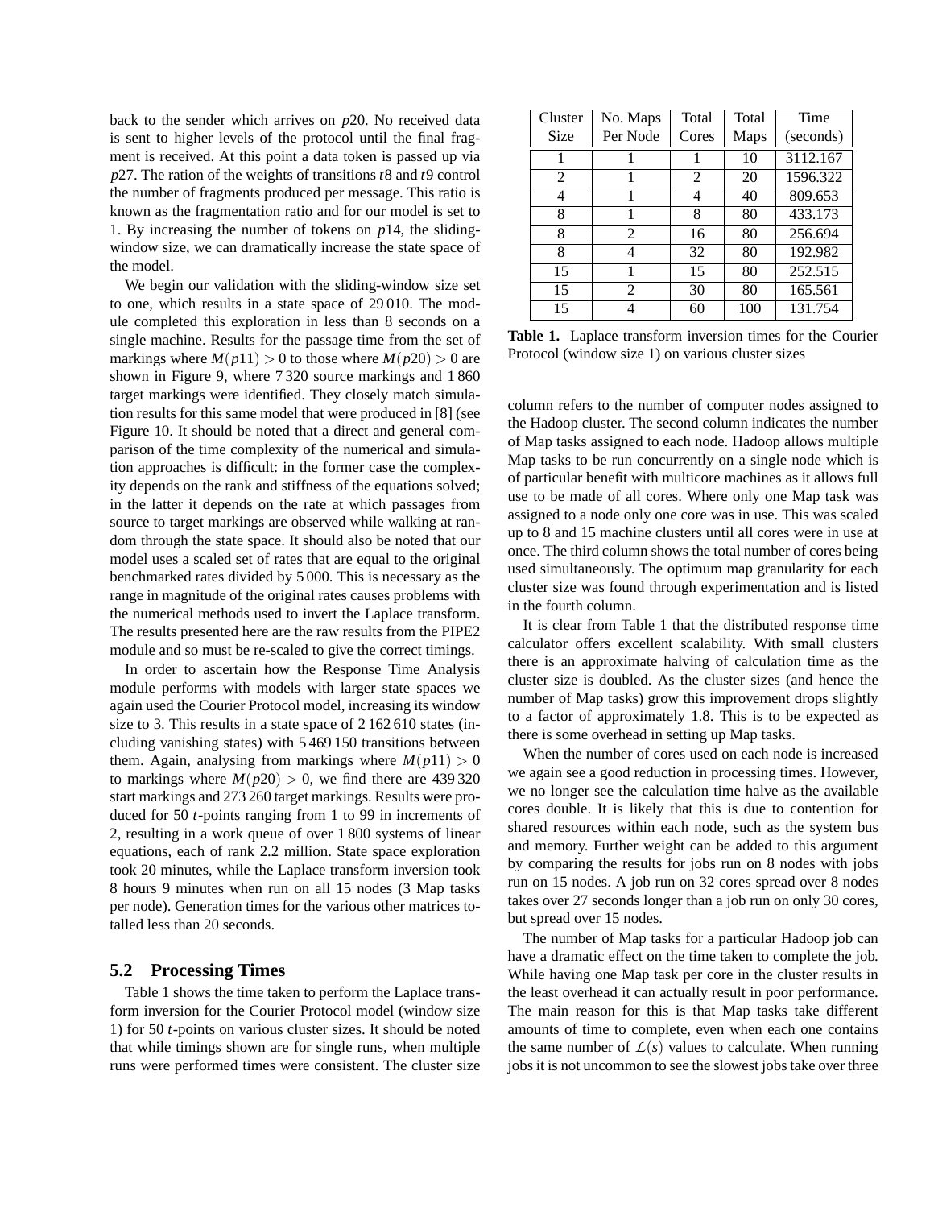back to the sender which arrives on $p20$. No received data is sent to higher levels of the protocol until the final fragment is received. At this point a data token is passed up via $p27$. The ration of the weights of transitions $t8$ and $t9$ control the number of fragments produced per message. This ratio is known as the fragmentation ratio and for our model is set to 1. By increasing the number of tokens on $p14$, the sliding-window size, we can dramatically increase the state space of the model.

We begin our validation with the sliding-window size set to one, which results in a state space of 29 010. The module completed this exploration in less than 8 seconds on a single machine. Results for the passage time from the set of markings where $M(p11) > 0$ to those where $M(p20) > 0$ are shown in Figure 9, where 7 320 source markings and 1 860 target markings were identified. They closely match simulation results for this same model that were produced in [8] (see Figure 10. It should be noted that a direct and general comparison of the time complexity of the numerical and simulation approaches is difficult: in the former case the complexity depends on the rank and stiffness of the equations solved; in the latter it depends on the rate at which passages from source to target markings are observed while walking at random through the state space. It should also be noted that our model uses a scaled set of rates that are equal to the original benchmarked rates divided by 5 000. This is necessary as the range in magnitude of the original rates causes problems with the numerical methods used to invert the Laplace transform. The results presented here are the raw results from the PIPE2 module and so must be re-scaled to give the correct timings.

In order to ascertain how the Response Time Analysis module performs with models with larger state spaces we again used the Courier Protocol model, increasing its window size to 3. This results in a state space of 2 162 610 states (including vanishing states) with 5 469 150 transitions between them. Again, analysing from markings where $M(p11) > 0$ to markings where $M(p20) > 0$, we find there are 439 320 start markings and 273 260 target markings. Results were produced for 50 $t$-points ranging from 1 to 99 in increments of 2, resulting in a work queue of over 1 800 systems of linear equations, each of rank 2.2 million. State space exploration took 20 minutes, while the Laplace transform inversion took 8 hours 9 minutes when run on all 15 nodes (3 Map tasks per node). Generation times for the various other matrices totalled less than 20 seconds.

## 5.2 Processing Times

Table 1 shows the time taken to perform the Laplace transform inversion for the Courier Protocol model (window size 1) for 50 $t$-points on various cluster sizes. It should be noted that while timings shown are for single runs, when multiple runs were performed times were consistent. The cluster size column refers to the number of computer nodes assigned to the Hadoop cluster. The second column indicates the number of Map tasks assigned to each node. Hadoop allows multiple Map tasks to be run concurrently on a single node which is of particular benefit with multicore machines as it allows full use to be made of all cores. Where only one Map task was assigned to a node only one core was in use. This was scaled up to 8 and 15 machine clusters until all cores were in use at once. The third column shows the total number of cores being used simultaneously. The optimum map granularity for each cluster size was found through experimentation and is listed in the fourth column.

| Cluster Size | No. Maps Per Node | Total Cores | Total Maps | Time (seconds) |
|---|---|---|---|---|
| 1 | 1 | 1 | 10 | 3112.167 |
| 2 | 1 | 2 | 20 | 1596.322 |
| 4 | 1 | 4 | 40 | 809.653 |
| 8 | 1 | 8 | 80 | 433.173 |
| 8 | 2 | 16 | 80 | 256.694 |
| 8 | 4 | 32 | 80 | 192.982 |
| 15 | 1 | 15 | 80 | 252.515 |
| 15 | 2 | 30 | 80 | 165.561 |
| 15 | 4 | 60 | 100 | 131.754 |

**Table 1.** Laplace transform inversion times for the Courier Protocol (window size 1) on various cluster sizes

It is clear from Table 1 that the distributed response time calculator offers excellent scalability. With small clusters there is an approximate halving of calculation time as the cluster size is doubled. As the cluster sizes (and hence the number of Map tasks) grow this improvement drops slightly to a factor of approximately 1.8. This is to be expected as there is some overhead in setting up Map tasks.

When the number of cores used on each node is increased we again see a good reduction in processing times. However, we no longer see the calculation time halve as the available cores double. It is likely that this is due to contention for shared resources within each node, such as the system bus and memory. Further weight can be added to this argument by comparing the results for jobs run on 8 nodes with jobs run on 15 nodes. A job run on 32 cores spread over 8 nodes takes over 27 seconds longer than a job run on only 30 cores, but spread over 15 nodes.

The number of Map tasks for a particular Hadoop job can have a dramatic effect on the time taken to complete the job. While having one Map task per core in the cluster results in the least overhead it can actually result in poor performance. The main reason for this is that Map tasks take different amounts of time to complete, even when each one contains the same number of $\mathcal{L}(s)$ values to calculate. When running jobs it is not uncommon to see the slowest jobs take over three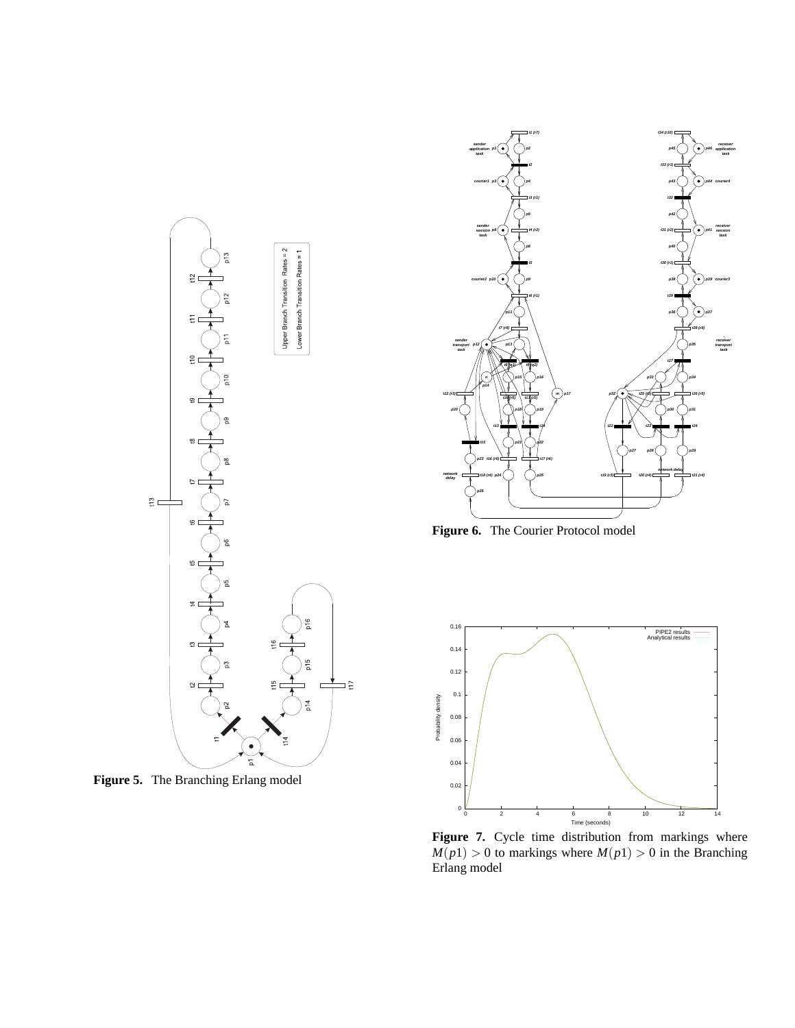**Figure 5.** The Branching Erlang model

**Figure 6.** The Courier Protocol model

**Figure 7.** Cycle time distribution from markings where $M(p1) > 0$ to markings where $M(p1) > 0$ in the Branching Erlang model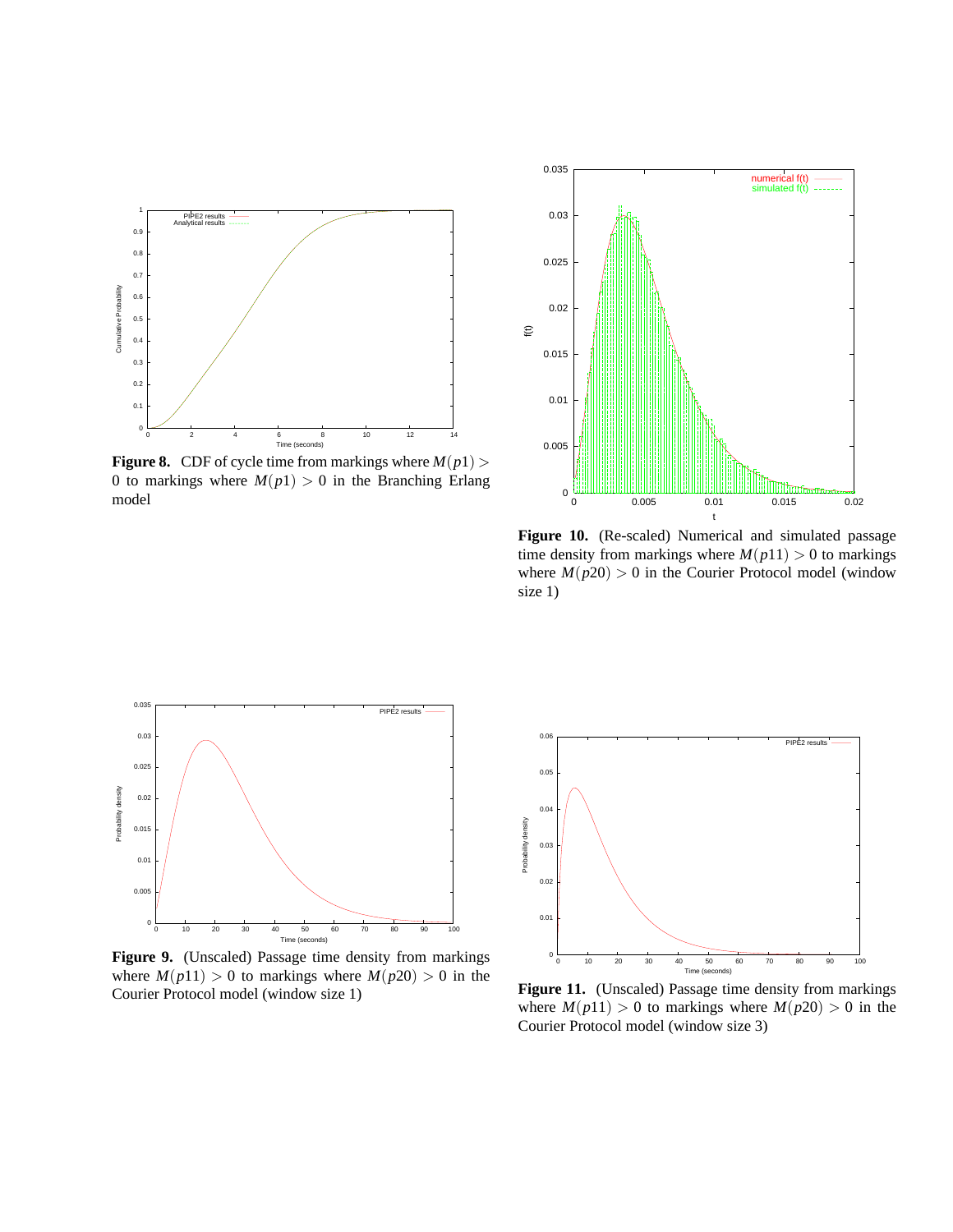**Figure 8.** CDF of cycle time from markings where $M(p1) > 0$ to markings where $M(p1) > 0$ in the Branching Erlang model

**Figure 10.** (Re-scaled) Numerical and simulated passage time density from markings where $M(p11) > 0$ to markings where $M(p20) > 0$ in the Courier Protocol model (window size 1)

**Figure 9.** (Unscaled) Passage time density from markings where $M(p11) > 0$ to markings where $M(p20) > 0$ in the Courier Protocol model (window size 1)

**Figure 11.** (Unscaled) Passage time density from markings where $M(p11) > 0$ to markings where $M(p20) > 0$ in the Courier Protocol model (window size 3)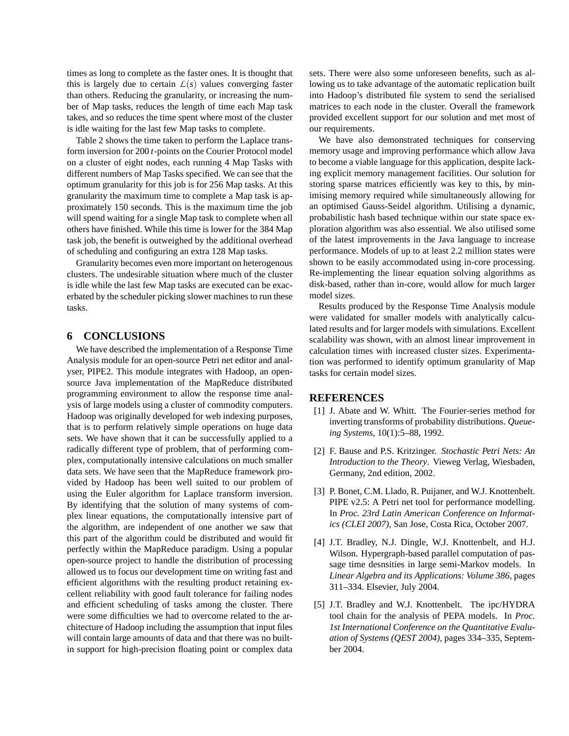times as long to complete as the faster ones. It is thought that this is largely due to certain $\mathcal{L}(s)$ values converging faster than others. Reducing the granularity, or increasing the number of Map tasks, reduces the length of time each Map task takes, and so reduces the time spent where most of the cluster is idle waiting for the last few Map tasks to complete.

Table 2 shows the time taken to perform the Laplace transform inversion for 200 $t$-points on the Courier Protocol model on a cluster of eight nodes, each running 4 Map Tasks with different numbers of Map Tasks specified. We can see that the optimum granularity for this job is for 256 Map tasks. At this granularity the maximum time to complete a Map task is approximately 150 seconds. This is the maximum time the job will spend waiting for a single Map task to complete when all others have finished. While this time is lower for the 384 Map task job, the benefit is outweighed by the additional overhead of scheduling and configuring an extra 128 Map tasks.

Granularity becomes even more important on heterogenous clusters. The undesirable situation where much of the cluster is idle while the last few Map tasks are executed can be exacerbated by the scheduler picking slower machines to run these tasks.

## 6 CONCLUSIONS

We have described the implementation of a Response Time Analysis module for an open-source Petri net editor and analyser, PIPE2. This module integrates with Hadoop, an open-source Java implementation of the MapReduce distributed programming environment to allow the response time analysis of large models using a cluster of commodity computers. Hadoop was originally developed for web indexing purposes, that is to perform relatively simple operations on huge data sets. We have shown that it can be successfully applied to a radically different type of problem, that of performing complex, computationally intensive calculations on much smaller data sets. We have seen that the MapReduce framework provided by Hadoop has been well suited to our problem of using the Euler algorithm for Laplace transform inversion. By identifying that the solution of many systems of complex linear equations, the computationally intensive part of the algorithm, are independent of one another we saw that this part of the algorithm could be distributed and would fit perfectly within the MapReduce paradigm. Using a popular open-source project to handle the distribution of processing allowed us to focus our development time on writing fast and efficient algorithms with the resulting product retaining excellent reliability with good fault tolerance for failing nodes and efficient scheduling of tasks among the cluster. There were some difficulties we had to overcome related to the architecture of Hadoop including the assumption that input files will contain large amounts of data and that there was no built-in support for high-precision floating point or complex data sets. There were also some unforeseen benefits, such as allowing us to take advantage of the automatic replication built into Hadoop's distributed file system to send the serialised matrices to each node in the cluster. Overall the framework provided excellent support for our solution and met most of our requirements.

We have also demonstrated techniques for conserving memory usage and improving performance which allow Java to become a viable language for this application, despite lacking explicit memory management facilities. Our solution for storing sparse matrices efficiently was key to this, by minimising memory required while simultaneously allowing for an optimised Gauss-Seidel algorithm. Utilising a dynamic, probabilistic hash based technique within our state space exploration algorithm was also essential. We also utilised some of the latest improvements in the Java language to increase performance. Models of up to at least 2.2 million states were shown to be easily accommodated using in-core processing. Re-implementing the linear equation solving algorithms as disk-based, rather than in-core, would allow for much larger model sizes.

Results produced by the Response Time Analysis module were validated for smaller models with analytically calculated results and for larger models with simulations. Excellent scalability was shown, with an almost linear improvement in calculation times with increased cluster sizes. Experimentation was performed to identify optimum granularity of Map tasks for certain model sizes.

## REFERENCES

[1] J. Abate and W. Whitt. The Fourier-series method for inverting transforms of probability distributions. *Queueing Systems*, 10(1):5–88, 1992.

[2] F. Bause and P.S. Kritzinger. *Stochastic Petri Nets: An Introduction to the Theory*. Vieweg Verlag, Wiesbaden, Germany, 2nd edition, 2002.

[3] P. Bonet, C.M. Llado, R. Puijaner, and W.J. Knottenbelt. PIPE v2.5: A Petri net tool for performance modelling. In *Proc. 23rd Latin American Conference on Informatics (CLEI 2007)*, San Jose, Costa Rica, October 2007.

[4] J.T. Bradley, N.J. Dingle, W.J. Knottenbelt, and H.J. Wilson. Hypergraph-based parallel computation of passage time desnsities in large semi-Markov models. In *Linear Algebra and its Applications: Volume 386*, pages 311–334. Elsevier, July 2004.

[5] J.T. Bradley and W.J. Knottenbelt. The ipc/HYDRA tool chain for the analysis of PEPA models. In *Proc. 1st International Conference on the Quantitative Evaluation of Systems (QEST 2004)*, pages 334–335, September 2004.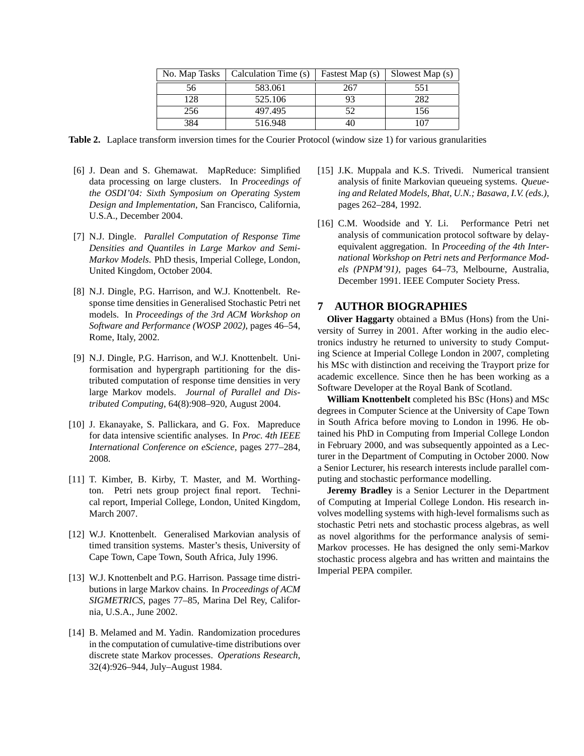| No. Map Tasks | Calculation Time (s) | Fastest Map (s) | Slowest Map (s) |
|---|---|---|---|
| 56 | 583.061 | 267 | 551 |
| 128 | 525.106 | 93 | 282 |
| 256 | 497.495 | 52 | 156 |
| 384 | 516.948 | 40 | 107 |

**Table 2.** Laplace transform inversion times for the Courier Protocol (window size 1) for various granularities

[6] J. Dean and S. Ghemawat. MapReduce: Simplified data processing on large clusters. In *Proceedings of the OSDI'04: Sixth Symposium on Operating System Design and Implementation*, San Francisco, California, U.S.A., December 2004.

[7] N.J. Dingle. *Parallel Computation of Response Time Densities and Quantiles in Large Markov and Semi-Markov Models*. PhD thesis, Imperial College, London, United Kingdom, October 2004.

[8] N.J. Dingle, P.G. Harrison, and W.J. Knottenbelt. Response time densities in Generalised Stochastic Petri net models. In *Proceedings of the 3rd ACM Workshop on Software and Performance (WOSP 2002)*, pages 46–54, Rome, Italy, 2002.

[9] N.J. Dingle, P.G. Harrison, and W.J. Knottenbelt. Uniformisation and hypergraph partitioning for the distributed computation of response time densities in very large Markov models. *Journal of Parallel and Distributed Computing*, 64(8):908–920, August 2004.

[10] J. Ekanayake, S. Pallickara, and G. Fox. Mapreduce for data intensive scientific analyses. In *Proc. 4th IEEE International Conference on eScience*, pages 277–284, 2008.

[11] T. Kimber, B. Kirby, T. Master, and M. Worthington. Petri nets group project final report. Technical report, Imperial College, London, United Kingdom, March 2007.

[12] W.J. Knottenbelt. Generalised Markovian analysis of timed transition systems. Master's thesis, University of Cape Town, Cape Town, South Africa, July 1996.

[13] W.J. Knottenbelt and P.G. Harrison. Passage time distributions in large Markov chains. In *Proceedings of ACM SIGMETRICS*, pages 77–85, Marina Del Rey, California, U.S.A., June 2002.

[14] B. Melamed and M. Yadin. Randomization procedures in the computation of cumulative-time distributions over discrete state Markov processes. *Operations Research*, 32(4):926–944, July–August 1984.

[15] J.K. Muppala and K.S. Trivedi. Numerical transient analysis of finite Markovian queueing systems. *Queueing and Related Models, Bhat, U.N.; Basawa, I.V. (eds.)*, pages 262–284, 1992.

[16] C.M. Woodside and Y. Li. Performance Petri net analysis of communication protocol software by delay-equivalent aggregation. In *Proceeding of the 4th International Workshop on Petri nets and Performance Models (PNPM'91)*, pages 64–73, Melbourne, Australia, December 1991. IEEE Computer Society Press.

## 7 AUTHOR BIOGRAPHIES

**Oliver Haggarty** obtained a BMus (Hons) from the University of Surrey in 2001. After working in the audio electronics industry he returned to university to study Computing Science at Imperial College London in 2007, completing his MSc with distinction and receiving the Trayport prize for academic excellence. Since then he has been working as a Software Developer at the Royal Bank of Scotland.

**William Knottenbelt** completed his BSc (Hons) and MSc degrees in Computer Science at the University of Cape Town in South Africa before moving to London in 1996. He obtained his PhD in Computing from Imperial College London in February 2000, and was subsequently appointed as a Lecturer in the Department of Computing in October 2000. Now a Senior Lecturer, his research interests include parallel computing and stochastic performance modelling.

**Jeremy Bradley** is a Senior Lecturer in the Department of Computing at Imperial College London. His research involves modelling systems with high-level formalisms such as stochastic Petri nets and stochastic process algebras, as well as novel algorithms for the performance analysis of semi-Markov processes. He has designed the only semi-Markov stochastic process algebra and has written and maintains the Imperial PEPA compiler.